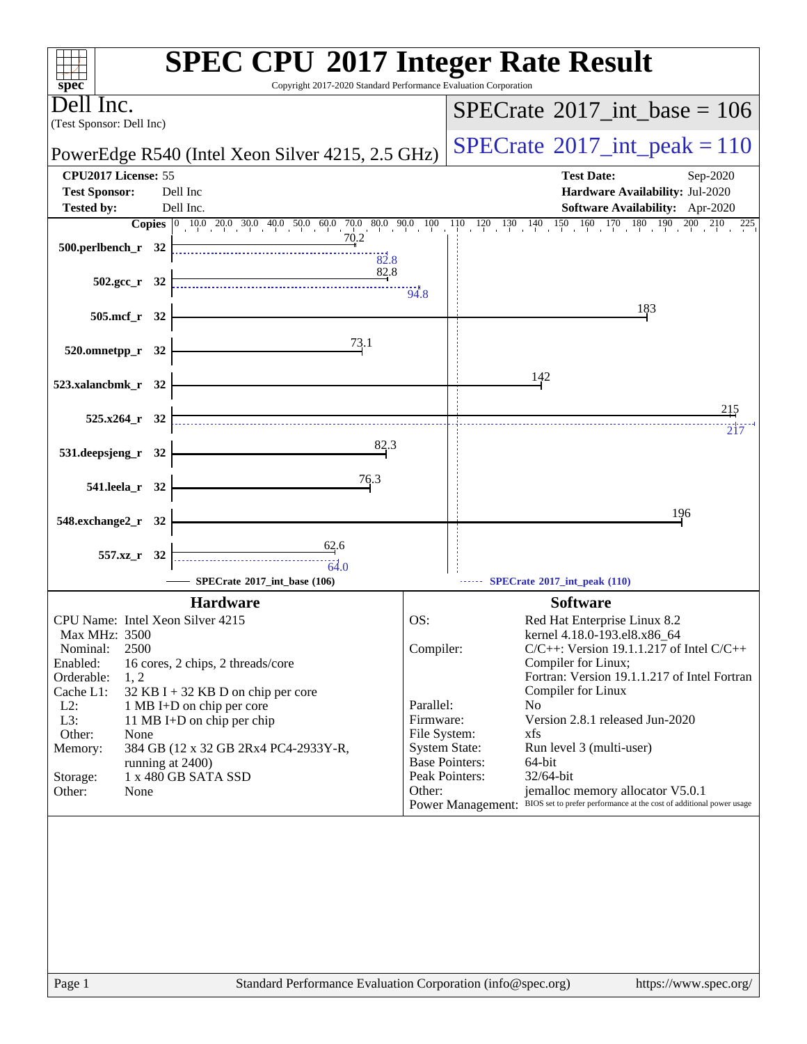# SPEC CPU 2017 Integer Rate Result

Copyright 2017-2020 Standard Performance Evaluation Corporation

**Dell Inc.**
(Test Sponsor: Dell Inc)

**PowerEdge R540 (Intel Xeon Silver 4215, 2.5 GHz)**

**SPECrate 2017_int_base = 106**

**SPECrate 2017_int_peak = 110**

| | | | |
|---|---|---|---|
| **CPU2017 License:** | 55 | **Test Date:** | Sep-2020 |
| **Test Sponsor:** | Dell Inc | **Hardware Availability:** | Jul-2020 |
| **Tested by:** | Dell Inc. | **Software Availability:** | Apr-2020 |

| Benchmark | Copies | SPECrate 2017_int_base (106) | SPECrate 2017_int_peak (110) |
|---|---|---|---|
| 500.perlbench_r | 32 | 70.2 | 82.8 |
| 502.gcc_r | 32 | 82.8 | 94.8 |
| 505.mcf_r | 32 | 183 | |
| 520.omnetpp_r | 32 | 73.1 | |
| 523.xalancbmk_r | 32 | 142 | |
| 525.x264_r | 32 | 215 | 217 |
| 531.deepsjeng_r | 32 | 82.3 | |
| 541.leela_r | 32 | 76.3 | |
| 548.exchange2_r | 32 | 196 | |
| 557.xz_r | 32 | 62.6 | 64.0 |

## Hardware

| | |
|---|---|
| CPU Name: | Intel Xeon Silver 4215 |
| Max MHz: | 3500 |
| Nominal: | 2500 |
| Enabled: | 16 cores, 2 chips, 2 threads/core |
| Orderable: | 1, 2 |
| Cache L1: | 32 KB I + 32 KB D on chip per core |
| L2: | 1 MB I+D on chip per core |
| L3: | 11 MB I+D on chip per chip |
| Other: | None |
| Memory: | 384 GB (12 x 32 GB 2Rx4 PC4-2933Y-R, running at 2400) |
| Storage: | 1 x 480 GB SATA SSD |
| Other: | None |

## Software

| | |
|---|---|
| OS: | Red Hat Enterprise Linux 8.2<br>kernel 4.18.0-193.el8.x86_64 |
| Compiler: | C/C++: Version 19.1.1.217 of Intel C/C++ Compiler for Linux;<br>Fortran: Version 19.1.1.217 of Intel Fortran Compiler for Linux |
| Parallel: | No |
| Firmware: | Version 2.8.1 released Jun-2020 |
| File System: | xfs |
| System State: | Run level 3 (multi-user) |
| Base Pointers: | 64-bit |
| Peak Pointers: | 32/64-bit |
| Other: | jemalloc memory allocator V5.0.1 |
| Power Management: | BIOS set to prefer performance at the cost of additional power usage |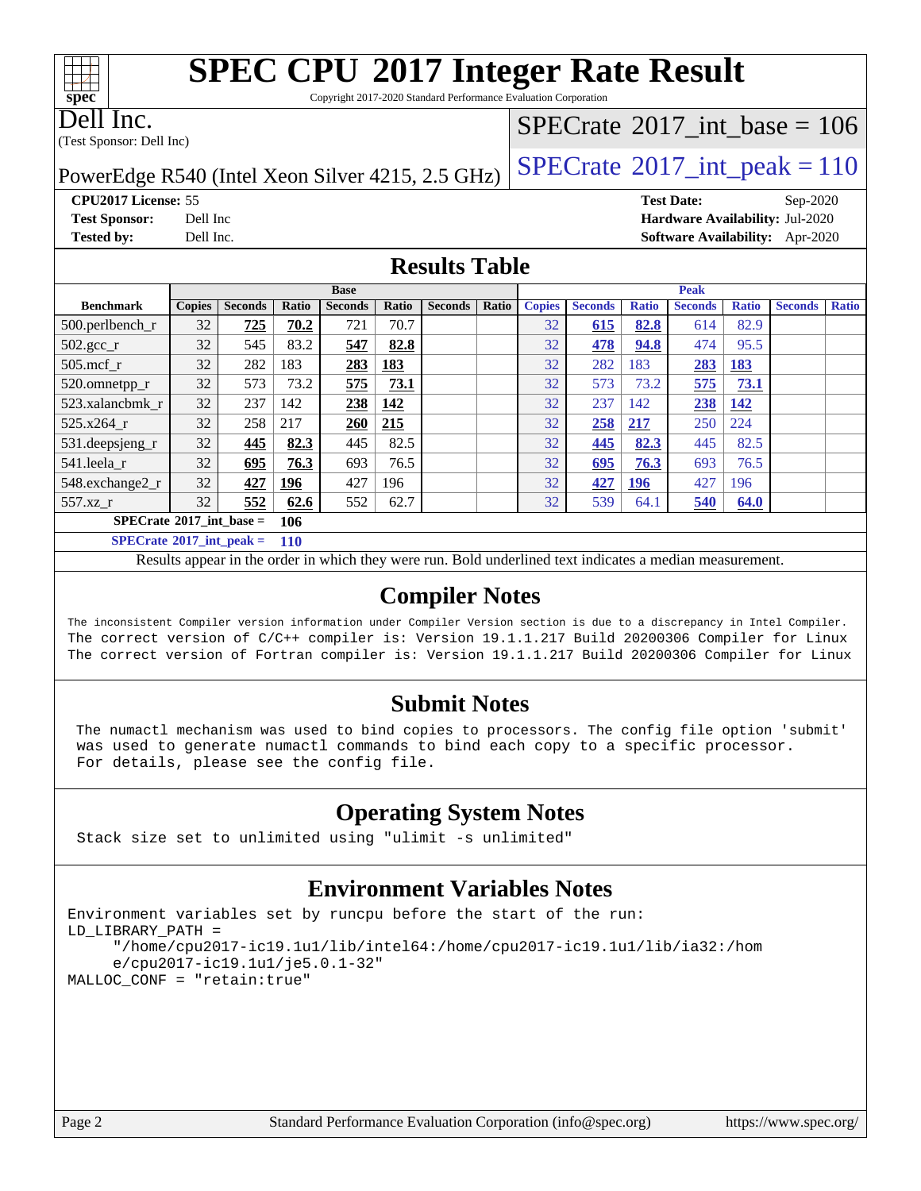# SPEC CPU 2017 Integer Rate Result

Copyright 2017-2020 Standard Performance Evaluation Corporation

**Dell Inc.**
(Test Sponsor: Dell Inc)

PowerEdge R540 (Intel Xeon Silver 4215, 2.5 GHz)

SPECrate 2017_int_base = 106

SPECrate 2017_int_peak = 110

**CPU2017 License:** 55
**Test Sponsor:** Dell Inc
**Tested by:** Dell Inc.

**Test Date:** Sep-2020
**Hardware Availability:** Jul-2020
**Software Availability:** Apr-2020

## Results Table

| Benchmark | Base | | | | | | | Peak | | | | | | |
|---|---|---|---|---|---|---|---|---|---|---|---|---|---|---|
| | Copies | Seconds | Ratio | Seconds | Ratio | Seconds | Ratio | Copies | Seconds | Ratio | Seconds | Ratio | Seconds | Ratio |
| 500.perlbench_r | 32 | **725** | **70.2** | 721 | 70.7 | | | 32 | **615** | **82.8** | 614 | 82.9 | | |
| 502.gcc_r | 32 | 545 | 83.2 | **547** | **82.8** | | | 32 | **478** | **94.8** | 474 | 95.5 | | |
| 505.mcf_r | 32 | 282 | 183 | **283** | **183** | | | 32 | 282 | 183 | **283** | **183** | | |
| 520.omnetpp_r | 32 | 573 | 73.2 | **575** | **73.1** | | | 32 | 573 | 73.2 | **575** | **73.1** | | |
| 523.xalancbmk_r | 32 | 237 | 142 | **238** | **142** | | | 32 | 237 | 142 | **238** | **142** | | |
| 525.x264_r | 32 | 258 | 217 | **260** | **215** | | | 32 | **258** | **217** | 250 | 224 | | |
| 531.deepsjeng_r | 32 | **445** | **82.3** | 445 | 82.5 | | | 32 | **445** | **82.3** | 445 | 82.5 | | |
| 541.leela_r | 32 | **695** | **76.3** | 693 | 76.5 | | | 32 | **695** | **76.3** | 693 | 76.5 | | |
| 548.exchange2_r | 32 | **427** | **196** | 427 | 196 | | | 32 | **427** | **196** | 427 | 196 | | |
| 557.xz_r | 32 | **552** | **62.6** | 552 | 62.7 | | | 32 | 539 | 64.1 | **540** | **64.0** | | |

**SPECrate 2017_int_base = 106**

**SPECrate 2017_int_peak = 110**

Results appear in the order in which they were run. Bold underlined text indicates a median measurement.

## Compiler Notes

```
The inconsistent Compiler version information under Compiler Version section is due to a discrepancy in Intel Compiler.
The correct version of C/C++ compiler is: Version 19.1.1.217 Build 20200306 Compiler for Linux
The correct version of Fortran compiler is: Version 19.1.1.217 Build 20200306 Compiler for Linux
```

## Submit Notes

```
The numactl mechanism was used to bind copies to processors. The config file option 'submit'
was used to generate numactl commands to bind each copy to a specific processor.
For details, please see the config file.
```

## Operating System Notes

```
Stack size set to unlimited using "ulimit -s unlimited"
```

## Environment Variables Notes

```
Environment variables set by runcpu before the start of the run:
LD_LIBRARY_PATH =
     "/home/cpu2017-ic19.1u1/lib/intel64:/home/cpu2017-ic19.1u1/lib/ia32:/hom
     e/cpu2017-ic19.1u1/je5.0.1-32"
MALLOC_CONF = "retain:true"
```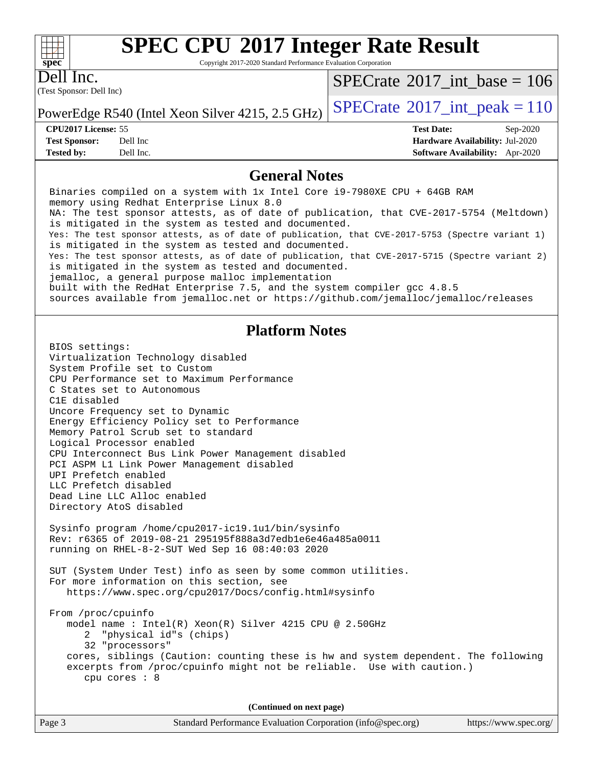# SPEC CPU 2017 Integer Rate Result

Copyright 2017-2020 Standard Performance Evaluation Corporation

Dell Inc.
(Test Sponsor: Dell Inc)

PowerEdge R540 (Intel Xeon Silver 4215, 2.5 GHz)

SPECrate 2017_int_base = 106

SPECrate 2017_int_peak = 110

| | | | |
|---|---|---|---|
| **CPU2017 License:** | 55 | **Test Date:** | Sep-2020 |
| **Test Sponsor:** | Dell Inc | **Hardware Availability:** | Jul-2020 |
| **Tested by:** | Dell Inc. | **Software Availability:** | Apr-2020 |

## General Notes

```
Binaries compiled on a system with 1x Intel Core i9-7980XE CPU + 64GB RAM
memory using Redhat Enterprise Linux 8.0
NA: The test sponsor attests, as of date of publication, that CVE-2017-5754 (Meltdown)
is mitigated in the system as tested and documented.
Yes: The test sponsor attests, as of date of publication, that CVE-2017-5753 (Spectre variant 1)
is mitigated in the system as tested and documented.
Yes: The test sponsor attests, as of date of publication, that CVE-2017-5715 (Spectre variant 2)
is mitigated in the system as tested and documented.
jemalloc, a general purpose malloc implementation
built with the RedHat Enterprise 7.5, and the system compiler gcc 4.8.5
sources available from jemalloc.net or https://github.com/jemalloc/jemalloc/releases
```

## Platform Notes

```
BIOS settings:
Virtualization Technology disabled
System Profile set to Custom
CPU Performance set to Maximum Performance
C States set to Autonomous
C1E disabled
Uncore Frequency set to Dynamic
Energy Efficiency Policy set to Performance
Memory Patrol Scrub set to standard
Logical Processor enabled
CPU Interconnect Bus Link Power Management disabled
PCI ASPM L1 Link Power Management disabled
UPI Prefetch enabled
LLC Prefetch disabled
Dead Line LLC Alloc enabled
Directory AtoS disabled

Sysinfo program /home/cpu2017-ic19.1u1/bin/sysinfo
Rev: r6365 of 2019-08-21 295195f888a3d7edb1e6e46a485a0011
running on RHEL-8-2-SUT Wed Sep 16 08:40:03 2020

SUT (System Under Test) info as seen by some common utilities.
For more information on this section, see
   https://www.spec.org/cpu2017/Docs/config.html#sysinfo

From /proc/cpuinfo
   model name : Intel(R) Xeon(R) Silver 4215 CPU @ 2.50GHz
      2  "physical id"s (chips)
      32 "processors"
   cores, siblings (Caution: counting these is hw and system dependent. The following
   excerpts from /proc/cpuinfo might not be reliable.  Use with caution.)
      cpu cores : 8
```

**(Continued on next page)**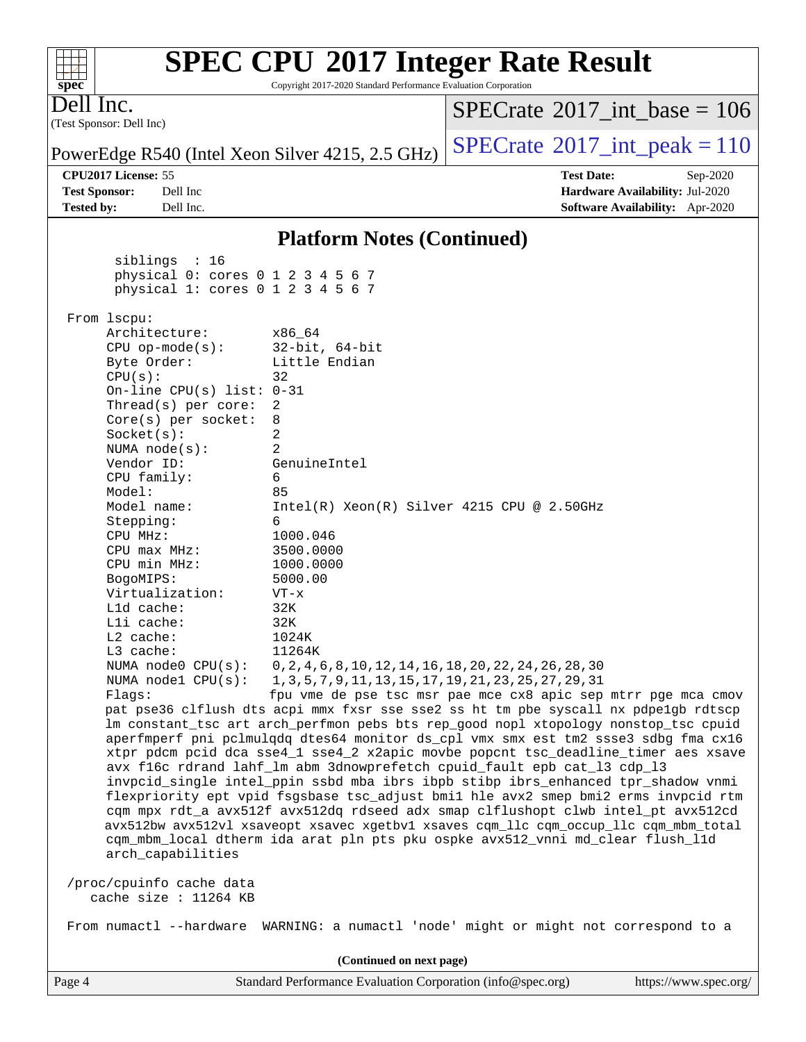## Platform Notes (Continued)

```
       siblings  : 16
       physical 0: cores 0 1 2 3 4 5 6 7
       physical 1: cores 0 1 2 3 4 5 6 7

 From lscpu:
      Architecture:          x86_64
      CPU op-mode(s):        32-bit, 64-bit
      Byte Order:            Little Endian
      CPU(s):                32
      On-line CPU(s) list: 0-31
      Thread(s) per core:  2
      Core(s) per socket:  8
      Socket(s):             2
      NUMA node(s):          2
      Vendor ID:             GenuineIntel
      CPU family:            6
      Model:                 85
      Model name:            Intel(R) Xeon(R) Silver 4215 CPU @ 2.50GHz
      Stepping:              6
      CPU MHz:               1000.046
      CPU max MHz:           3500.0000
      CPU min MHz:           1000.0000
      BogoMIPS:              5000.00
      Virtualization:        VT-x
      L1d cache:             32K
      L1i cache:             32K
      L2 cache:              1024K
      L3 cache:              11264K
      NUMA node0 CPU(s):   0,2,4,6,8,10,12,14,16,18,20,22,24,26,28,30
      NUMA node1 CPU(s):   1,3,5,7,9,11,13,15,17,19,21,23,25,27,29,31
      Flags:                 fpu vme de pse tsc msr pae mce cx8 apic sep mtrr pge mca cmov
      pat pse36 clflush dts acpi mmx fxsr sse sse2 ss ht tm pbe syscall nx pdpe1gb rdtscp
      lm constant_tsc art arch_perfmon pebs bts rep_good nopl xtopology nonstop_tsc cpuid
      aperfmperf pni pclmulqdq dtes64 monitor ds_cpl vmx smx est tm2 ssse3 sdbg fma cx16
      xtpr pdcm pcid dca sse4_1 sse4_2 x2apic movbe popcnt tsc_deadline_timer aes xsave
      avx f16c rdrand lahf_lm abm 3dnowprefetch cpuid_fault epb cat_l3 cdp_l3
      invpcid_single intel_ppin ssbd mba ibrs ibpb stibp ibrs_enhanced tpr_shadow vnmi
      flexpriority ept vpid fsgsbase tsc_adjust bmi1 hle avx2 smep bmi2 erms invpcid rtm
      cqm mpx rdt_a avx512f avx512dq rdseed adx smap clflushopt clwb intel_pt avx512cd
      avx512bw avx512vl xsaveopt xsavec xgetbv1 xsaves cqm_llc cqm_occup_llc cqm_mbm_total
      cqm_mbm_local dtherm ida arat pln pts pku ospke avx512_vnni md_clear flush_l1d
      arch_capabilities

 /proc/cpuinfo cache data
    cache size : 11264 KB

 From numactl --hardware  WARNING: a numactl 'node' might or might not correspond to a
```

(Continued on next page)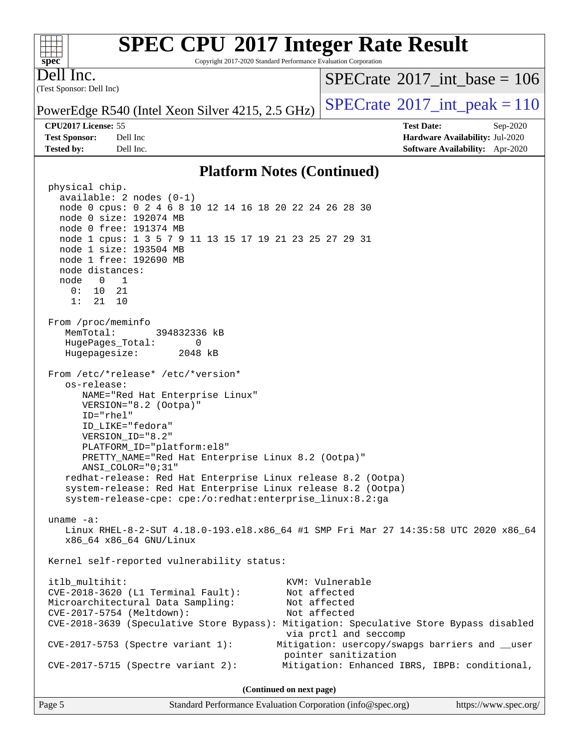# SPEC CPU 2017 Integer Rate Result

Copyright 2017-2020 Standard Performance Evaluation Corporation

**Dell Inc.**
(Test Sponsor: Dell Inc)

PowerEdge R540 (Intel Xeon Silver 4215, 2.5 GHz)

SPECrate 2017_int_base = 106
SPECrate 2017_int_peak = 110

| | | | |
|---|---|---|---|
| **CPU2017 License:** | 55 | **Test Date:** | Sep-2020 |
| **Test Sponsor:** | Dell Inc | **Hardware Availability:** | Jul-2020 |
| **Tested by:** | Dell Inc. | **Software Availability:** | Apr-2020 |

## Platform Notes (Continued)

```
physical chip.
  available: 2 nodes (0-1)
  node 0 cpus: 0 2 4 6 8 10 12 14 16 18 20 22 24 26 28 30
  node 0 size: 192074 MB
  node 0 free: 191374 MB
  node 1 cpus: 1 3 5 7 9 11 13 15 17 19 21 23 25 27 29 31
  node 1 size: 193504 MB
  node 1 free: 192690 MB
  node distances:
  node   0   1
    0:  10  21
    1:  21  10

From /proc/meminfo
   MemTotal:       394832336 kB
   HugePages_Total:       0
   Hugepagesize:       2048 kB

From /etc/*release* /etc/*version*
   os-release:
      NAME="Red Hat Enterprise Linux"
      VERSION="8.2 (Ootpa)"
      ID="rhel"
      ID_LIKE="fedora"
      VERSION_ID="8.2"
      PLATFORM_ID="platform:el8"
      PRETTY_NAME="Red Hat Enterprise Linux 8.2 (Ootpa)"
      ANSI_COLOR="0;31"
   redhat-release: Red Hat Enterprise Linux release 8.2 (Ootpa)
   system-release: Red Hat Enterprise Linux release 8.2 (Ootpa)
   system-release-cpe: cpe:/o:redhat:enterprise_linux:8.2:ga

uname -a:
   Linux RHEL-8-2-SUT 4.18.0-193.el8.x86_64 #1 SMP Fri Mar 27 14:35:58 UTC 2020 x86_64
   x86_64 x86_64 GNU/Linux

Kernel self-reported vulnerability status:

itlb_multihit:                                     KVM: Vulnerable
CVE-2018-3620 (L1 Terminal Fault):                 Not affected
Microarchitectural Data Sampling:                  Not affected
CVE-2017-5754 (Meltdown):                          Not affected
CVE-2018-3639 (Speculative Store Bypass): Mitigation: Speculative Store Bypass disabled
                                                   via prctl and seccomp
CVE-2017-5753 (Spectre variant 1):                Mitigation: usercopy/swapgs barriers and __user
                                                   pointer sanitization
CVE-2017-5715 (Spectre variant 2):                Mitigation: Enhanced IBRS, IBPB: conditional,
```

**(Continued on next page)**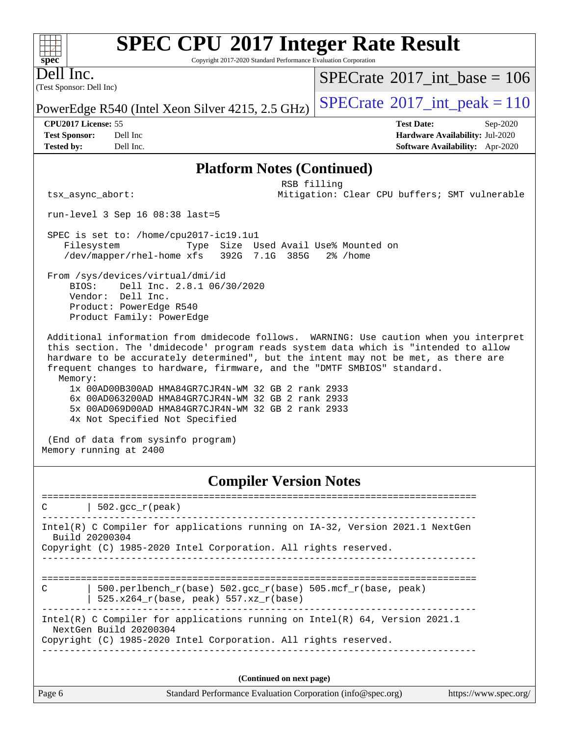# SPEC CPU 2017 Integer Rate Result

Copyright 2017-2020 Standard Performance Evaluation Corporation

Dell Inc.
(Test Sponsor: Dell Inc)

PowerEdge R540 (Intel Xeon Silver 4215, 2.5 GHz)

SPECrate 2017_int_base = 106

SPECrate 2017_int_peak = 110

**CPU2017 License:** 55
**Test Sponsor:** Dell Inc
**Tested by:** Dell Inc.

**Test Date:** Sep-2020
**Hardware Availability:** Jul-2020
**Software Availability:** Apr-2020

## Platform Notes (Continued)

```
                                                RSB filling
 tsx_async_abort:                               Mitigation: Clear CPU buffers; SMT vulnerable

 run-level 3 Sep 16 08:38 last=5

 SPEC is set to: /home/cpu2017-ic19.1u1
    Filesystem            Type  Size  Used Avail Use% Mounted on
    /dev/mapper/rhel-home xfs   392G  7.1G  385G   2% /home

 From /sys/devices/virtual/dmi/id
     BIOS:    Dell Inc. 2.8.1 06/30/2020
     Vendor:  Dell Inc.
     Product: PowerEdge R540
     Product Family: PowerEdge

 Additional information from dmidecode follows.  WARNING: Use caution when you interpret
 this section. The 'dmidecode' program reads system data which is "intended to allow
 hardware to be accurately determined", but the intent may not be met, as there are
 frequent changes to hardware, firmware, and the "DMTF SMBIOS" standard.
   Memory:
     1x 00AD00B300AD HMA84GR7CJR4N-WM 32 GB 2 rank 2933
     6x 00AD063200AD HMA84GR7CJR4N-WM 32 GB 2 rank 2933
     5x 00AD069D00AD HMA84GR7CJR4N-WM 32 GB 2 rank 2933
     4x Not Specified Not Specified

 (End of data from sysinfo program)
Memory running at 2400
```

## Compiler Version Notes

```
==============================================================================
C       | 502.gcc_r(peak)
------------------------------------------------------------------------------
Intel(R) C Compiler for applications running on IA-32, Version 2021.1 NextGen
  Build 20200304
Copyright (C) 1985-2020 Intel Corporation. All rights reserved.
------------------------------------------------------------------------------

==============================================================================
C       | 500.perlbench_r(base) 502.gcc_r(base) 505.mcf_r(base, peak)
        | 525.x264_r(base, peak) 557.xz_r(base)
------------------------------------------------------------------------------
Intel(R) C Compiler for applications running on Intel(R) 64, Version 2021.1
  NextGen Build 20200304
Copyright (C) 1985-2020 Intel Corporation. All rights reserved.
------------------------------------------------------------------------------
```

**(Continued on next page)**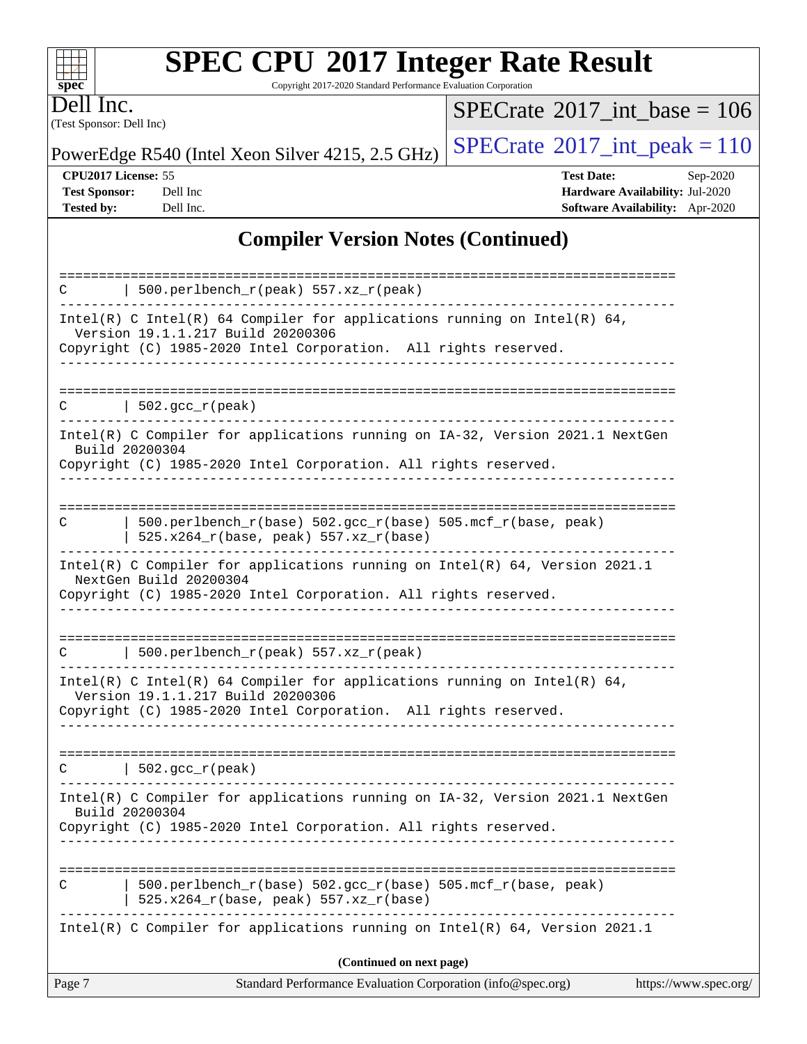# SPEC CPU 2017 Integer Rate Result

Copyright 2017-2020 Standard Performance Evaluation Corporation

**Dell Inc.**
(Test Sponsor: Dell Inc)

PowerEdge R540 (Intel Xeon Silver 4215, 2.5 GHz)

SPECrate 2017_int_base = 106

SPECrate 2017_int_peak = 110

| | | | |
|---|---|---|---|
| **CPU2017 License:** | 55 | **Test Date:** | Sep-2020 |
| **Test Sponsor:** | Dell Inc | **Hardware Availability:** | Jul-2020 |
| **Tested by:** | Dell Inc. | **Software Availability:** | Apr-2020 |

## Compiler Version Notes (Continued)

```
==============================================================================
C       | 500.perlbench_r(peak) 557.xz_r(peak)
------------------------------------------------------------------------------
Intel(R) C Intel(R) 64 Compiler for applications running on Intel(R) 64,
  Version 19.1.1.217 Build 20200306
Copyright (C) 1985-2020 Intel Corporation.  All rights reserved.
------------------------------------------------------------------------------

==============================================================================
C       | 502.gcc_r(peak)
------------------------------------------------------------------------------
Intel(R) C Compiler for applications running on IA-32, Version 2021.1 NextGen
  Build 20200304
Copyright (C) 1985-2020 Intel Corporation. All rights reserved.
------------------------------------------------------------------------------

==============================================================================
C       | 500.perlbench_r(base) 502.gcc_r(base) 505.mcf_r(base, peak)
        | 525.x264_r(base, peak) 557.xz_r(base)
------------------------------------------------------------------------------
Intel(R) C Compiler for applications running on Intel(R) 64, Version 2021.1
  NextGen Build 20200304
Copyright (C) 1985-2020 Intel Corporation. All rights reserved.
------------------------------------------------------------------------------

==============================================================================
C       | 500.perlbench_r(peak) 557.xz_r(peak)
------------------------------------------------------------------------------
Intel(R) C Intel(R) 64 Compiler for applications running on Intel(R) 64,
  Version 19.1.1.217 Build 20200306
Copyright (C) 1985-2020 Intel Corporation.  All rights reserved.
------------------------------------------------------------------------------

==============================================================================
C       | 502.gcc_r(peak)
------------------------------------------------------------------------------
Intel(R) C Compiler for applications running on IA-32, Version 2021.1 NextGen
  Build 20200304
Copyright (C) 1985-2020 Intel Corporation. All rights reserved.
------------------------------------------------------------------------------

==============================================================================
C       | 500.perlbench_r(base) 502.gcc_r(base) 505.mcf_r(base, peak)
        | 525.x264_r(base, peak) 557.xz_r(base)
------------------------------------------------------------------------------
Intel(R) C Compiler for applications running on Intel(R) 64, Version 2021.1
```

**(Continued on next page)**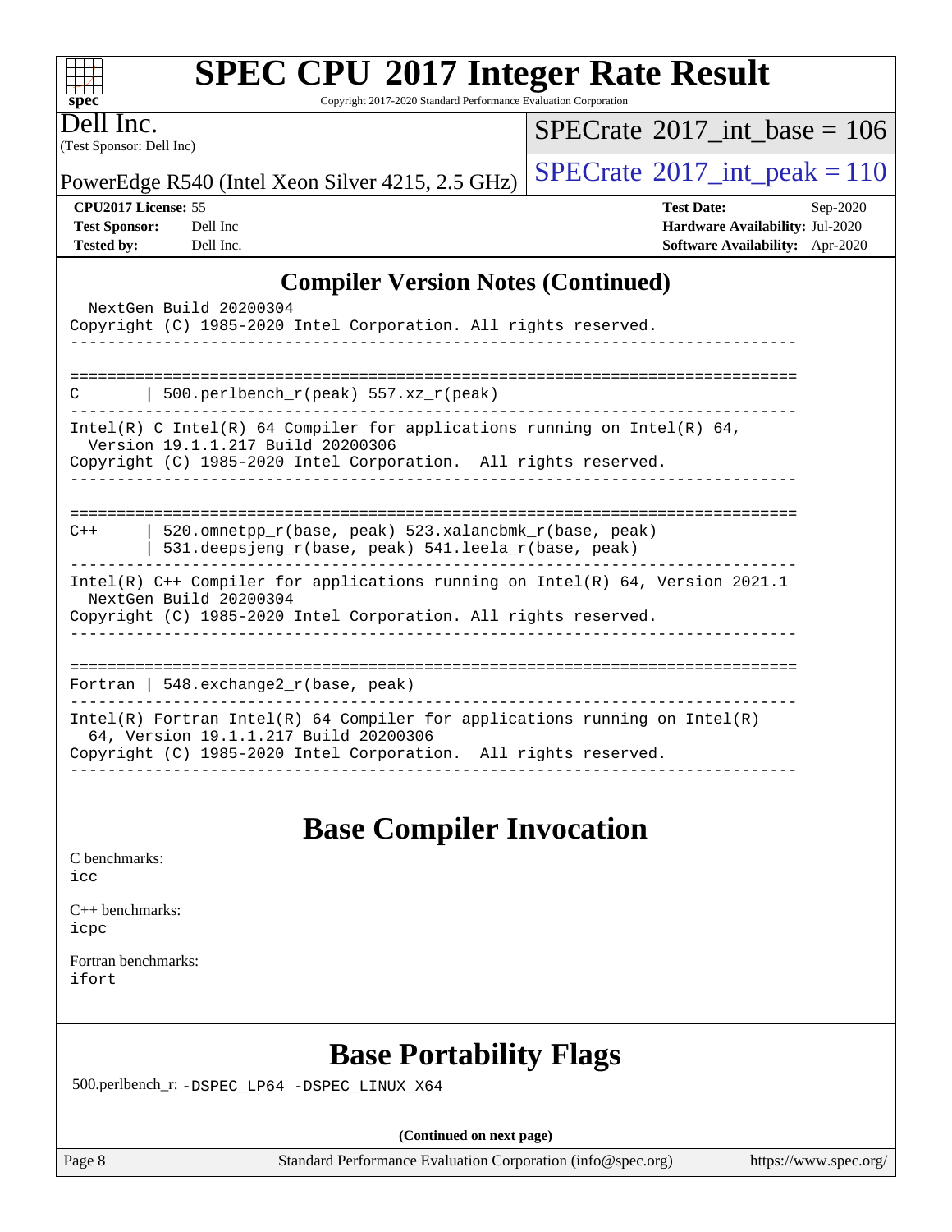# SPEC CPU 2017 Integer Rate Result

Copyright 2017-2020 Standard Performance Evaluation Corporation

**Dell Inc.**
(Test Sponsor: Dell Inc)

PowerEdge R540 (Intel Xeon Silver 4215, 2.5 GHz)

SPECrate 2017_int_base = 106
SPECrate 2017_int_peak = 110

| | | | |
|---|---|---|---|
| **CPU2017 License:** | 55 | **Test Date:** | Sep-2020 |
| **Test Sponsor:** | Dell Inc | **Hardware Availability:** | Jul-2020 |
| **Tested by:** | Dell Inc. | **Software Availability:** | Apr-2020 |

## Compiler Version Notes (Continued)

```
  NextGen Build 20200304
Copyright (C) 1985-2020 Intel Corporation. All rights reserved.
------------------------------------------------------------------------------

==============================================================================
C       | 500.perlbench_r(peak) 557.xz_r(peak)
------------------------------------------------------------------------------
Intel(R) C Intel(R) 64 Compiler for applications running on Intel(R) 64,
  Version 19.1.1.217 Build 20200306
Copyright (C) 1985-2020 Intel Corporation.  All rights reserved.
------------------------------------------------------------------------------

==============================================================================
C++     | 520.omnetpp_r(base, peak) 523.xalancbmk_r(base, peak)
        | 531.deepsjeng_r(base, peak) 541.leela_r(base, peak)
------------------------------------------------------------------------------
Intel(R) C++ Compiler for applications running on Intel(R) 64, Version 2021.1
  NextGen Build 20200304
Copyright (C) 1985-2020 Intel Corporation. All rights reserved.
------------------------------------------------------------------------------

==============================================================================
Fortran | 548.exchange2_r(base, peak)
------------------------------------------------------------------------------
Intel(R) Fortran Intel(R) 64 Compiler for applications running on Intel(R)
  64, Version 19.1.1.217 Build 20200306
Copyright (C) 1985-2020 Intel Corporation.  All rights reserved.
------------------------------------------------------------------------------
```

## Base Compiler Invocation

C benchmarks:
icc

C++ benchmarks:
icpc

Fortran benchmarks:
ifort

## Base Portability Flags

500.perlbench_r: -DSPEC_LP64 -DSPEC_LINUX_X64

**(Continued on next page)**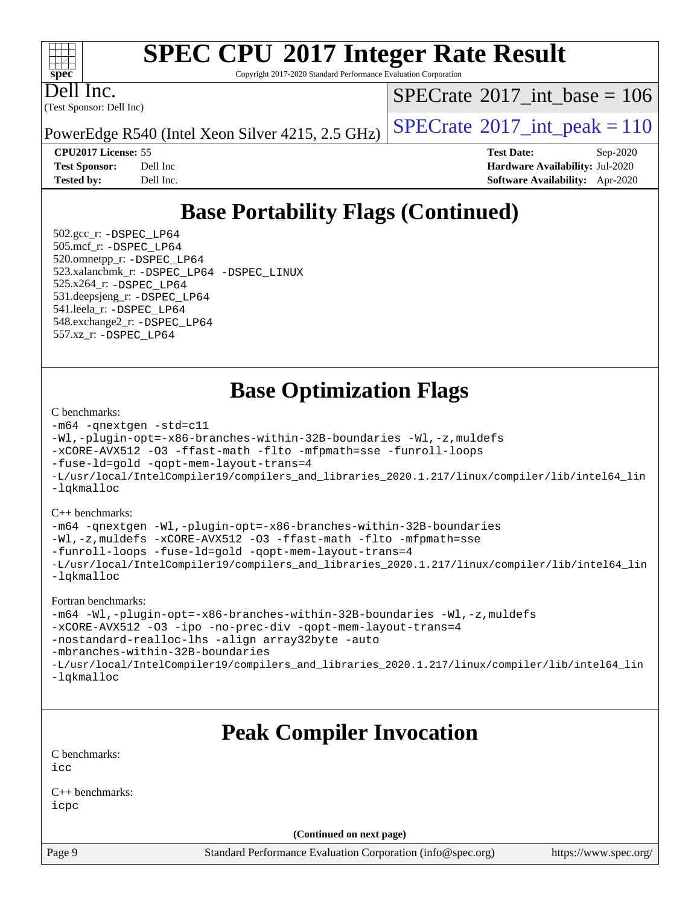# SPEC CPU 2017 Integer Rate Result

Copyright 2017-2020 Standard Performance Evaluation Corporation

Dell Inc.
(Test Sponsor: Dell Inc)

PowerEdge R540 (Intel Xeon Silver 4215, 2.5 GHz)

SPECrate 2017_int_base = 106

SPECrate 2017_int_peak = 110

**CPU2017 License:** 55
**Test Sponsor:** Dell Inc
**Tested by:** Dell Inc.

**Test Date:** Sep-2020
**Hardware Availability:** Jul-2020
**Software Availability:** Apr-2020

## Base Portability Flags (Continued)

502.gcc_r: -DSPEC_LP64
505.mcf_r: -DSPEC_LP64
520.omnetpp_r: -DSPEC_LP64
523.xalancbmk_r: -DSPEC_LP64 -DSPEC_LINUX
525.x264_r: -DSPEC_LP64
531.deepsjeng_r: -DSPEC_LP64
541.leela_r: -DSPEC_LP64
548.exchange2_r: -DSPEC_LP64
557.xz_r: -DSPEC_LP64

## Base Optimization Flags

C benchmarks:

```
-m64 -qnextgen -std=c11
-Wl,-plugin-opt=-x86-branches-within-32B-boundaries -Wl,-z,muldefs
-xCORE-AVX512 -O3 -ffast-math -flto -mfpmath=sse -funroll-loops
-fuse-ld=gold -qopt-mem-layout-trans=4
-L/usr/local/IntelCompiler19/compilers_and_libraries_2020.1.217/linux/compiler/lib/intel64_lin
-lqkmalloc
```

C++ benchmarks:

```
-m64 -qnextgen -Wl,-plugin-opt=-x86-branches-within-32B-boundaries
-Wl,-z,muldefs -xCORE-AVX512 -O3 -ffast-math -flto -mfpmath=sse
-funroll-loops -fuse-ld=gold -qopt-mem-layout-trans=4
-L/usr/local/IntelCompiler19/compilers_and_libraries_2020.1.217/linux/compiler/lib/intel64_lin
-lqkmalloc
```

Fortran benchmarks:

```
-m64 -Wl,-plugin-opt=-x86-branches-within-32B-boundaries -Wl,-z,muldefs
-xCORE-AVX512 -O3 -ipo -no-prec-div -qopt-mem-layout-trans=4
-nostandard-realloc-lhs -align array32byte -auto
-mbranches-within-32B-boundaries
-L/usr/local/IntelCompiler19/compilers_and_libraries_2020.1.217/linux/compiler/lib/intel64_lin
-lqkmalloc
```

## Peak Compiler Invocation

C benchmarks:
icc

C++ benchmarks:
icpc

**(Continued on next page)**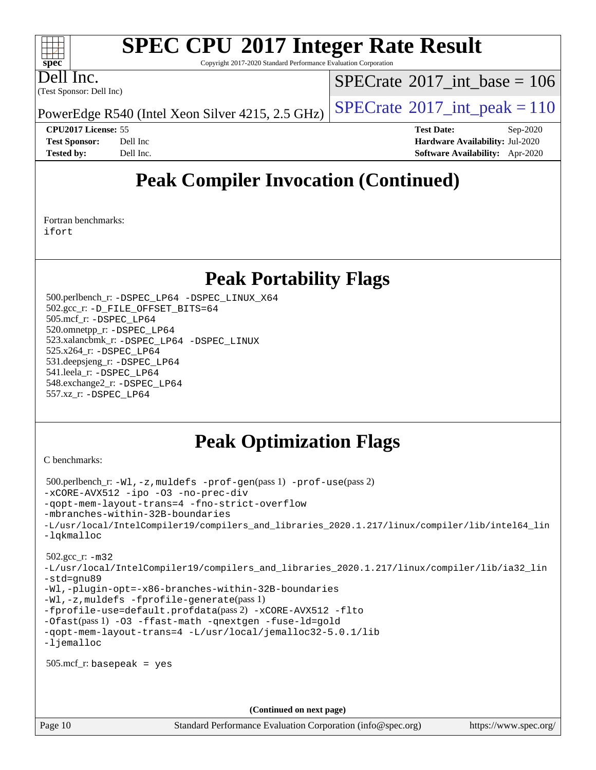# SPEC CPU 2017 Integer Rate Result

Copyright 2017-2020 Standard Performance Evaluation Corporation

Dell Inc.
(Test Sponsor: Dell Inc)

PowerEdge R540 (Intel Xeon Silver 4215, 2.5 GHz)

SPECrate 2017_int_base = 106

SPECrate 2017_int_peak = 110

**CPU2017 License:** 55
**Test Sponsor:** Dell Inc
**Tested by:** Dell Inc.

**Test Date:** Sep-2020
**Hardware Availability:** Jul-2020
**Software Availability:** Apr-2020

## Peak Compiler Invocation (Continued)

Fortran benchmarks:
ifort

## Peak Portability Flags

500.perlbench_r: -DSPEC_LP64 -DSPEC_LINUX_X64
502.gcc_r: -D_FILE_OFFSET_BITS=64
505.mcf_r: -DSPEC_LP64
520.omnetpp_r: -DSPEC_LP64
523.xalancbmk_r: -DSPEC_LP64 -DSPEC_LINUX
525.x264_r: -DSPEC_LP64
531.deepsjeng_r: -DSPEC_LP64
541.leela_r: -DSPEC_LP64
548.exchange2_r: -DSPEC_LP64
557.xz_r: -DSPEC_LP64

## Peak Optimization Flags

C benchmarks:

500.perlbench_r: -Wl,-z,muldefs -prof-gen(pass 1) -prof-use(pass 2)
-xCORE-AVX512 -ipo -O3 -no-prec-div
-qopt-mem-layout-trans=4 -fno-strict-overflow
-mbranches-within-32B-boundaries
-L/usr/local/IntelCompiler19/compilers_and_libraries_2020.1.217/linux/compiler/lib/intel64_lin
-lqkmalloc

502.gcc_r: -m32
-L/usr/local/IntelCompiler19/compilers_and_libraries_2020.1.217/linux/compiler/lib/ia32_lin
-std=gnu89
-Wl,-plugin-opt=-x86-branches-within-32B-boundaries
-Wl,-z,muldefs -fprofile-generate(pass 1)
-fprofile-use=default.profdata(pass 2) -xCORE-AVX512 -flto
-Ofast(pass 1) -O3 -ffast-math -qnextgen -fuse-ld=gold
-qopt-mem-layout-trans=4 -L/usr/local/jemalloc32-5.0.1/lib
-ljemalloc

505.mcf_r: basepeak = yes

**(Continued on next page)**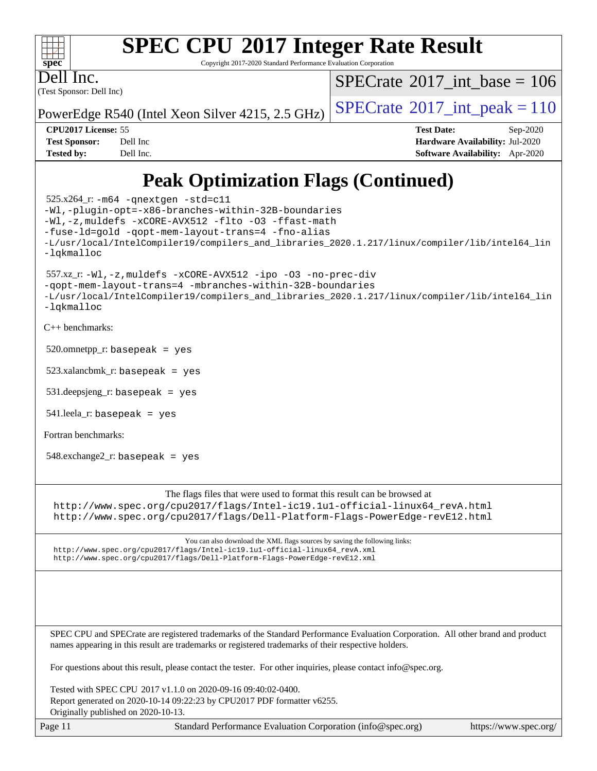# SPEC CPU 2017 Integer Rate Result

Copyright 2017-2020 Standard Performance Evaluation Corporation

Dell Inc.
(Test Sponsor: Dell Inc)

PowerEdge R540 (Intel Xeon Silver 4215, 2.5 GHz)

SPECrate 2017_int_base = 106

SPECrate 2017_int_peak = 110

**CPU2017 License:** 55
**Test Sponsor:** Dell Inc
**Tested by:** Dell Inc.

**Test Date:** Sep-2020
**Hardware Availability:** Jul-2020
**Software Availability:** Apr-2020

# Peak Optimization Flags (Continued)

525.x264_r: `-m64 -qnextgen -std=c11 -Wl,-plugin-opt=-x86-branches-within-32B-boundaries -Wl,-z,muldefs -xCORE-AVX512 -flto -O3 -ffast-math -fuse-ld=gold -qopt-mem-layout-trans=4 -fno-alias -L/usr/local/IntelCompiler19/compilers_and_libraries_2020.1.217/linux/compiler/lib/intel64_lin -lqkmalloc`

557.xz_r: `-Wl,-z,muldefs -xCORE-AVX512 -ipo -O3 -no-prec-div -qopt-mem-layout-trans=4 -mbranches-within-32B-boundaries -L/usr/local/IntelCompiler19/compilers_and_libraries_2020.1.217/linux/compiler/lib/intel64_lin -lqkmalloc`

C++ benchmarks:

520.omnetpp_r: `basepeak = yes`

523.xalancbmk_r: `basepeak = yes`

531.deepsjeng_r: `basepeak = yes`

541.leela_r: `basepeak = yes`

Fortran benchmarks:

548.exchange2_r: `basepeak = yes`

The flags files that were used to format this result can be browsed at
http://www.spec.org/cpu2017/flags/Intel-ic19.1u1-official-linux64_revA.html
http://www.spec.org/cpu2017/flags/Dell-Platform-Flags-PowerEdge-revE12.html

You can also download the XML flags sources by saving the following links:
http://www.spec.org/cpu2017/flags/Intel-ic19.1u1-official-linux64_revA.xml
http://www.spec.org/cpu2017/flags/Dell-Platform-Flags-PowerEdge-revE12.xml

SPEC CPU and SPECrate are registered trademarks of the Standard Performance Evaluation Corporation. All other brand and product names appearing in this result are trademarks or registered trademarks of their respective holders.

For questions about this result, please contact the tester. For other inquiries, please contact info@spec.org.

Tested with SPEC CPU 2017 v1.1.0 on 2020-09-16 09:40:02-0400.
Report generated on 2020-10-14 09:22:23 by CPU2017 PDF formatter v6255.
Originally published on 2020-10-13.